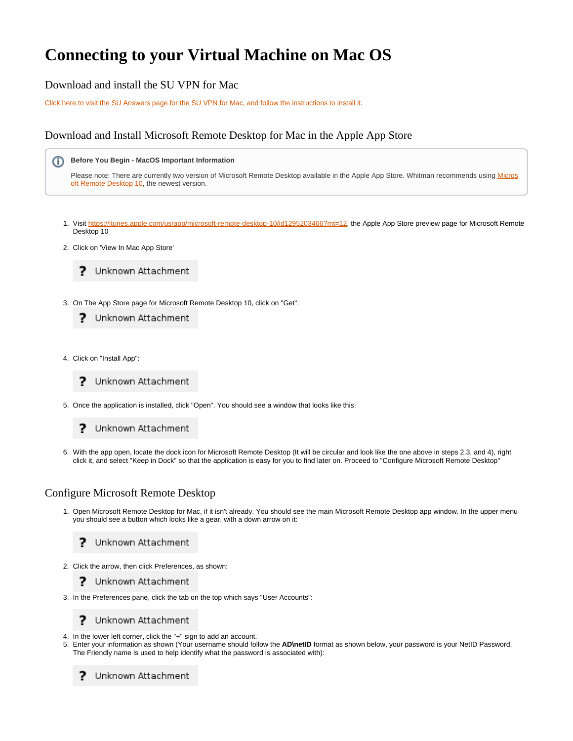# Connecting to your Virtual Machine on Mac OS

## Download and install the SU VPN for Mac

[Click here to visit the SU Answers page for the SU VPN for Mac, and follow the instructions to install it](#).

## Download and Install Microsoft Remote Desktop for Mac in the Apple App Store

> **Before You Begin - MacOS Important Information**
>
> Please note: There are currently two version of Microsoft Remote Desktop available in the Apple App Store. Whitman recommends using [Microsoft Remote Desktop 10](#), the newest version.

1. Visit https://itunes.apple.com/us/app/microsoft-remote-desktop-10/id1295203466?mt=12, the Apple App Store preview page for Microsoft Remote Desktop 10
2. Click on 'View In Mac App Store'

   Unknown Attachment

3. On The App Store page for Microsoft Remote Desktop 10, click on "Get":

   Unknown Attachment

4. Click on "Install App":

   Unknown Attachment

5. Once the application is installed, click "Open". You should see a window that looks like this:

   Unknown Attachment

6. With the app open, locate the dock icon for Microsoft Remote Desktop (It will be circular and look like the one above in steps 2,3, and 4), right click it, and select "Keep in Dock" so that the application is easy for you to find later on. Proceed to "Configure Microsoft Remote Desktop"

## Configure Microsoft Remote Desktop

1. Open Microsoft Remote Desktop for Mac, if it isn't already. You should see the main Microsoft Remote Desktop app window. In the upper menu you should see a button which looks like a gear, with a down arrow on it:

   Unknown Attachment

2. Click the arrow, then click Preferences, as shown:

   Unknown Attachment

3. In the Preferences pane, click the tab on the top which says "User Accounts":

   Unknown Attachment

4. In the lower left corner, click the "+" sign to add an account.
5. Enter your information as shown (Your username should follow the **AD\netID** format as shown below, your password is your NetID Password. The Friendly name is used to help identify what the password is associated with):

   Unknown Attachment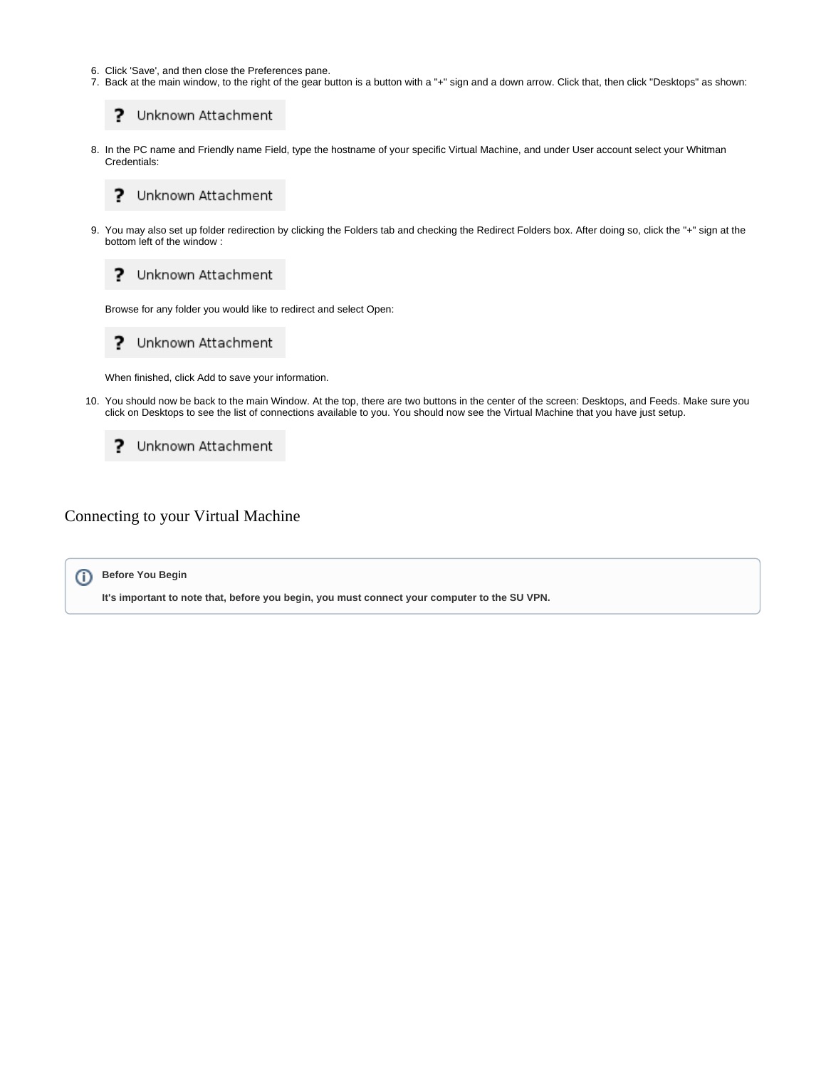6. Click 'Save', and then close the Preferences pane.
7. Back at the main window, to the right of the gear button is a button with a "+" sign and a down arrow. Click that, then click "Desktops" as shown:

   ? Unknown Attachment

8. In the PC name and Friendly name Field, type the hostname of your specific Virtual Machine, and under User account select your Whitman Credentials:

   ? Unknown Attachment

9. You may also set up folder redirection by clicking the Folders tab and checking the Redirect Folders box. After doing so, click the "+" sign at the bottom left of the window :

   ? Unknown Attachment

   Browse for any folder you would like to redirect and select Open:

   ? Unknown Attachment

   When finished, click Add to save your information.

10. You should now be back to the main Window. At the top, there are two buttons in the center of the screen: Desktops, and Feeds. Make sure you click on Desktops to see the list of connections available to you. You should now see the Virtual Machine that you have just setup.

    ? Unknown Attachment

## Connecting to your Virtual Machine

> **Before You Begin**
>
> **It's important to note that, before you begin, you must connect your computer to the SU VPN.**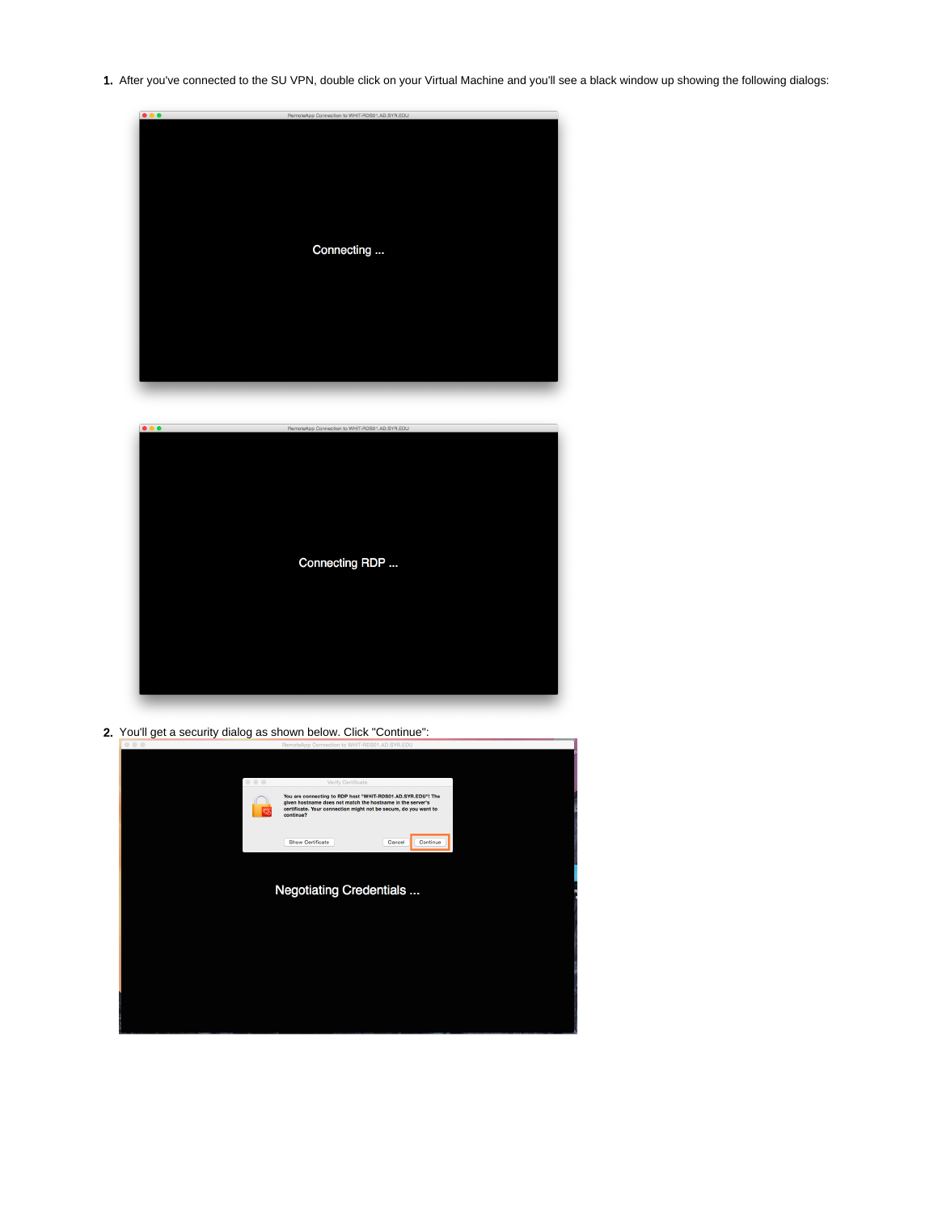1. After you've connected to the SU VPN, double click on your Virtual Machine and you'll see a black window up showing the following dialogs:

2. You'll get a security dialog as shown below. Click "Continue":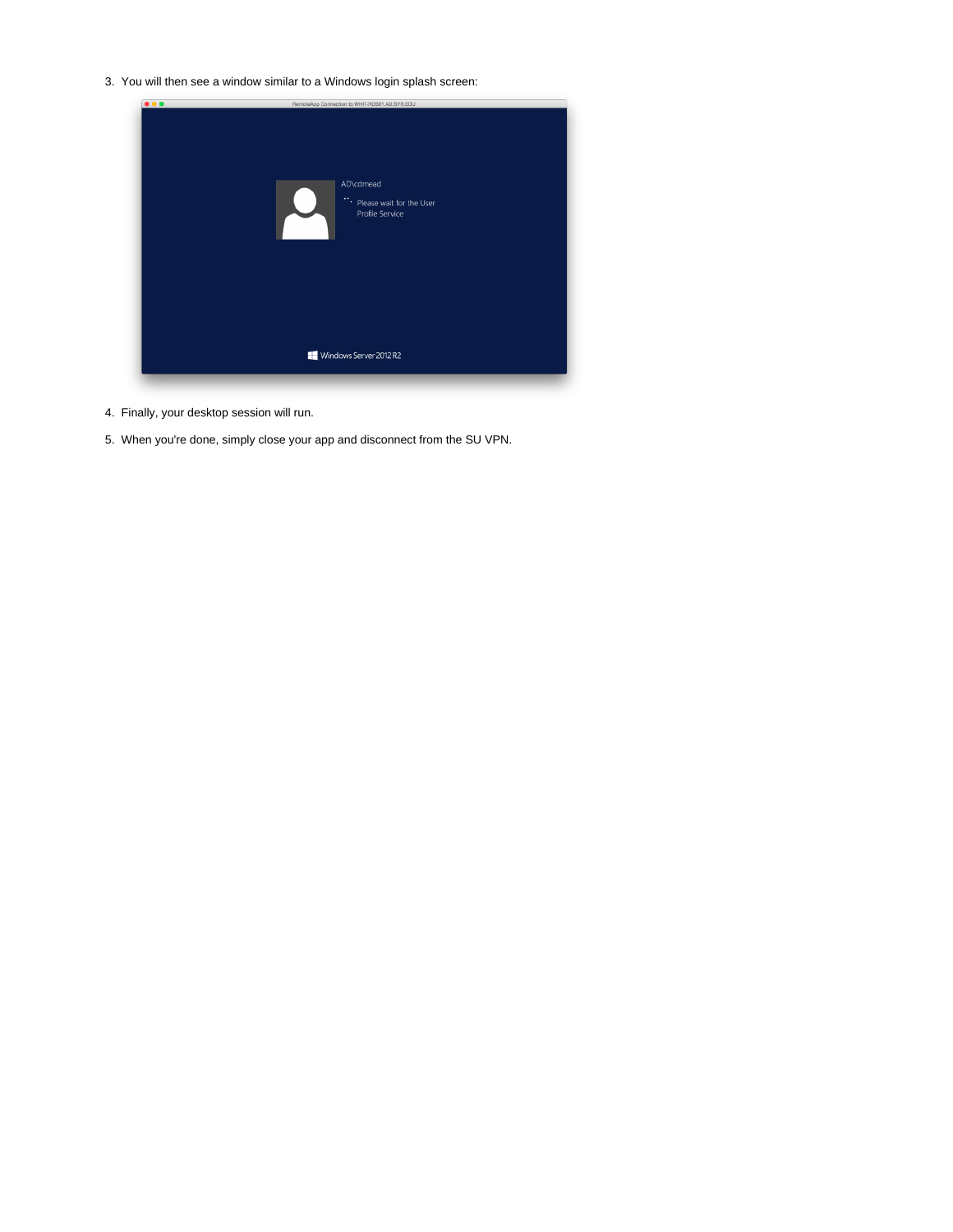3. You will then see a window similar to a Windows login splash screen:

4. Finally, your desktop session will run.

5. When you're done, simply close your app and disconnect from the SU VPN.